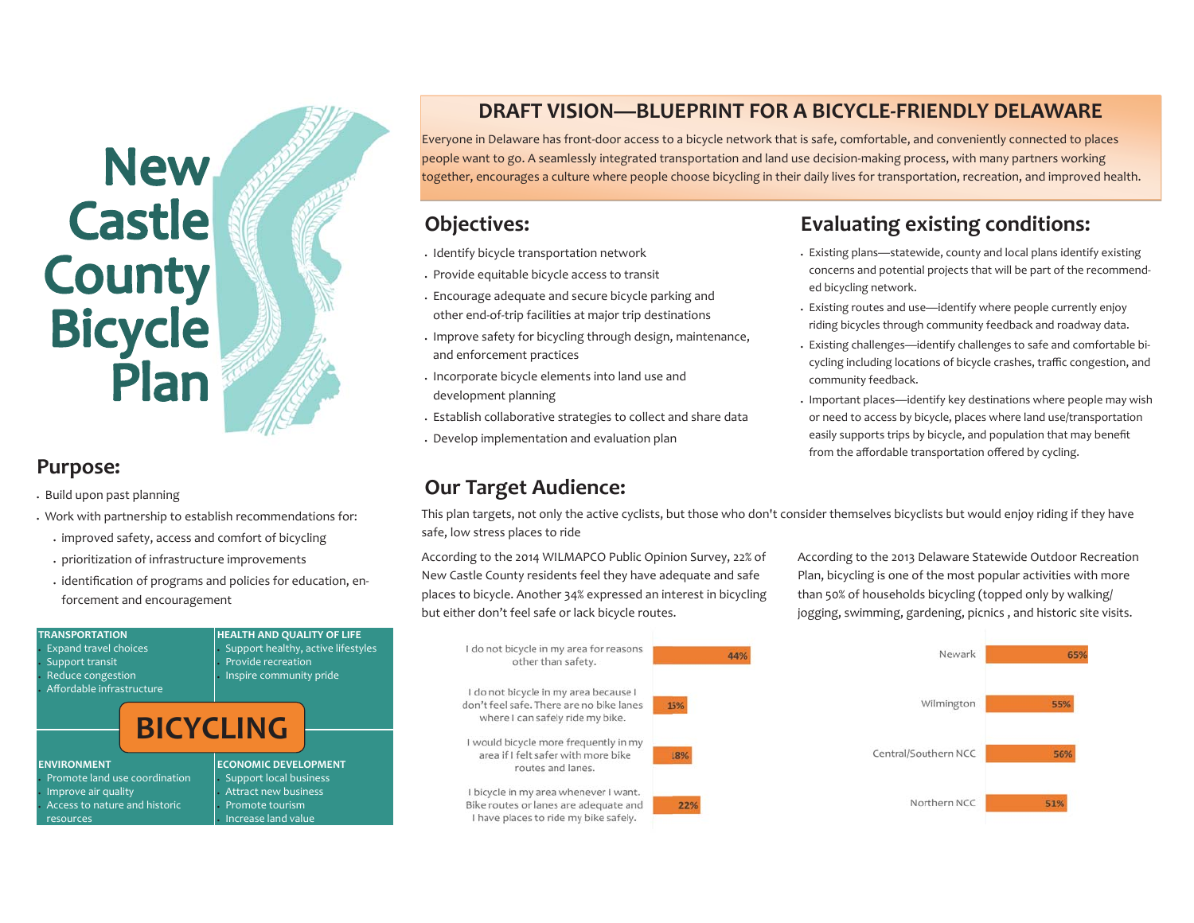# New Castle County Bicycle Plan

## Purpose:

- Build upon past planning
- Work with partnership to establish recommendations for:
  - improved safety, access and comfort of bicycling
  - prioritization of infrastructure improvements
  - identification of programs and policies for education, enforcement and encouragement

| TRANSPORTATION | HEALTH AND QUALITY OF LIFE |
|---|---|
| Expand travel choices<br>Support transit<br>Reduce congestion<br>Affordable infrastructure | Support healthy, active lifestyles<br>Provide recreation<br>Inspire community pride |
| **BICYCLING** | |
| **ENVIRONMENT** | **ECONOMIC DEVELOPMENT** |
| Promote land use coordination<br>Improve air quality<br>Access to nature and historic resources | Support local business<br>Attract new business<br>Promote tourism<br>Increase land value |

## DRAFT VISION—BLUEPRINT FOR A BICYCLE-FRIENDLY DELAWARE

Everyone in Delaware has front-door access to a bicycle network that is safe, comfortable, and conveniently connected to places people want to go. A seamlessly integrated transportation and land use decision-making process, with many partners working together, encourages a culture where people choose bicycling in their daily lives for transportation, recreation, and improved health.

## Objectives:

- Identify bicycle transportation network
- Provide equitable bicycle access to transit
- Encourage adequate and secure bicycle parking and other end-of-trip facilities at major trip destinations
- Improve safety for bicycling through design, maintenance, and enforcement practices
- Incorporate bicycle elements into land use and development planning
- Establish collaborative strategies to collect and share data
- Develop implementation and evaluation plan

## Evaluating existing conditions:

- Existing plans—statewide, county and local plans identify existing concerns and potential projects that will be part of the recommended bicycling network.
- Existing routes and use—identify where people currently enjoy riding bicycles through community feedback and roadway data.
- Existing challenges—identify challenges to safe and comfortable bicycling including locations of bicycle crashes, traffic congestion, and community feedback.
- Important places—identify key destinations where people may wish or need to access by bicycle, places where land use/transportation easily supports trips by bicycle, and population that may benefit from the affordable transportation offered by cycling.

## Our Target Audience:

This plan targets, not only the active cyclists, but those who don't consider themselves bicyclists but would enjoy riding if they have safe, low stress places to ride

According to the 2014 WILMAPCO Public Opinion Survey, 22% of New Castle County residents feel they have adequate and safe places to bicycle. Another 34% expressed an interest in bicycling but either don't feel safe or lack bicycle routes.

| Response | % |
|---|---|
| I do not bicycle in my area for reasons other than safety. | 44% |
| I do not bicycle in my area because I don't feel safe. There are no bike lanes where I can safely ride my bike. | 15% |
| I would bicycle more frequently in my area if I felt safer with more bike routes and lanes. | 18% |
| I bicycle in my area whenever I want. Bike routes or lanes are adequate and I have places to ride my bike safely. | 22% |

According to the 2013 Delaware Statewide Outdoor Recreation Plan, bicycling is one of the most popular activities with more than 50% of households bicycling (topped only by walking/jogging, swimming, gardening, picnics , and historic site visits.

| Area | % |
|---|---|
| Newark | 65% |
| Wilmington | 55% |
| Central/Southern NCC | 56% |
| Northern NCC | 51% |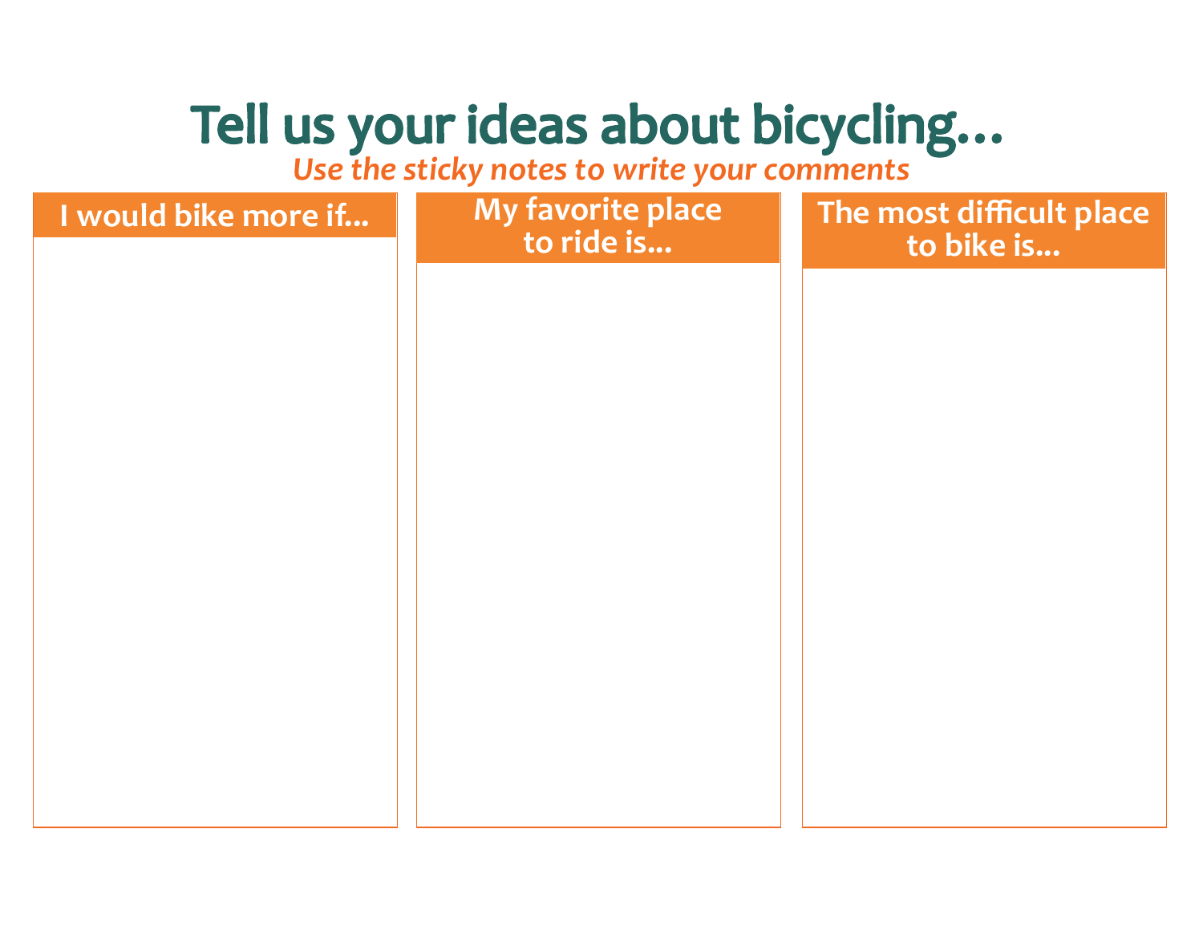# Tell us your ideas about bicycling…

*Use the sticky notes to write your comments*

| I would bike more if... | My favorite place to ride is... | The most difficult place to bike is... |
| --- | --- | --- |
| | | |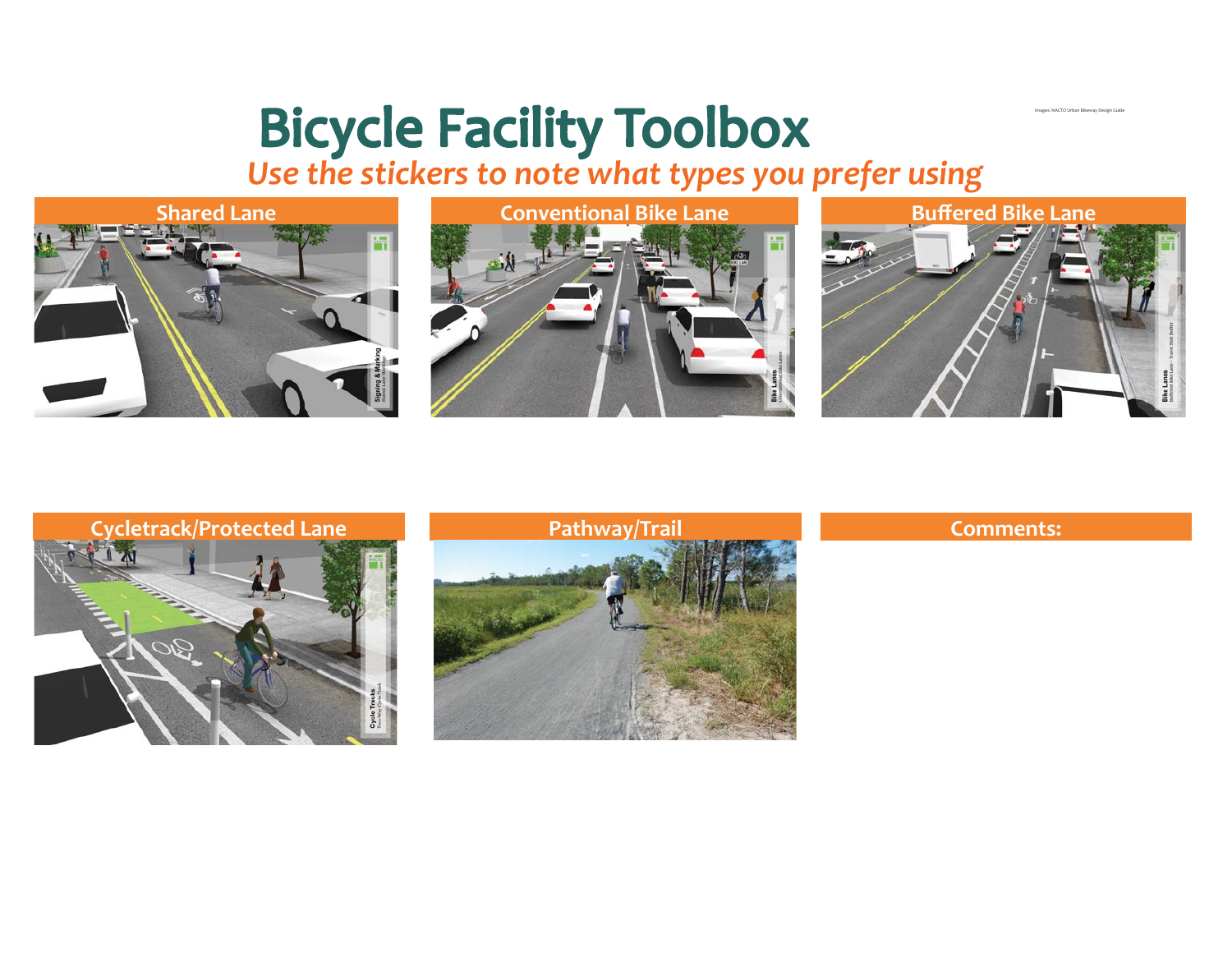# Bicycle Facility Toolbox

Images: NACTO Urban Bikeway Design Guide

*Use the stickers to note what types you prefer using*

## Shared Lane

## Conventional Bike Lane

## Buffered Bike Lane

## Cycletrack/Protected Lane

## Pathway/Trail

## Comments: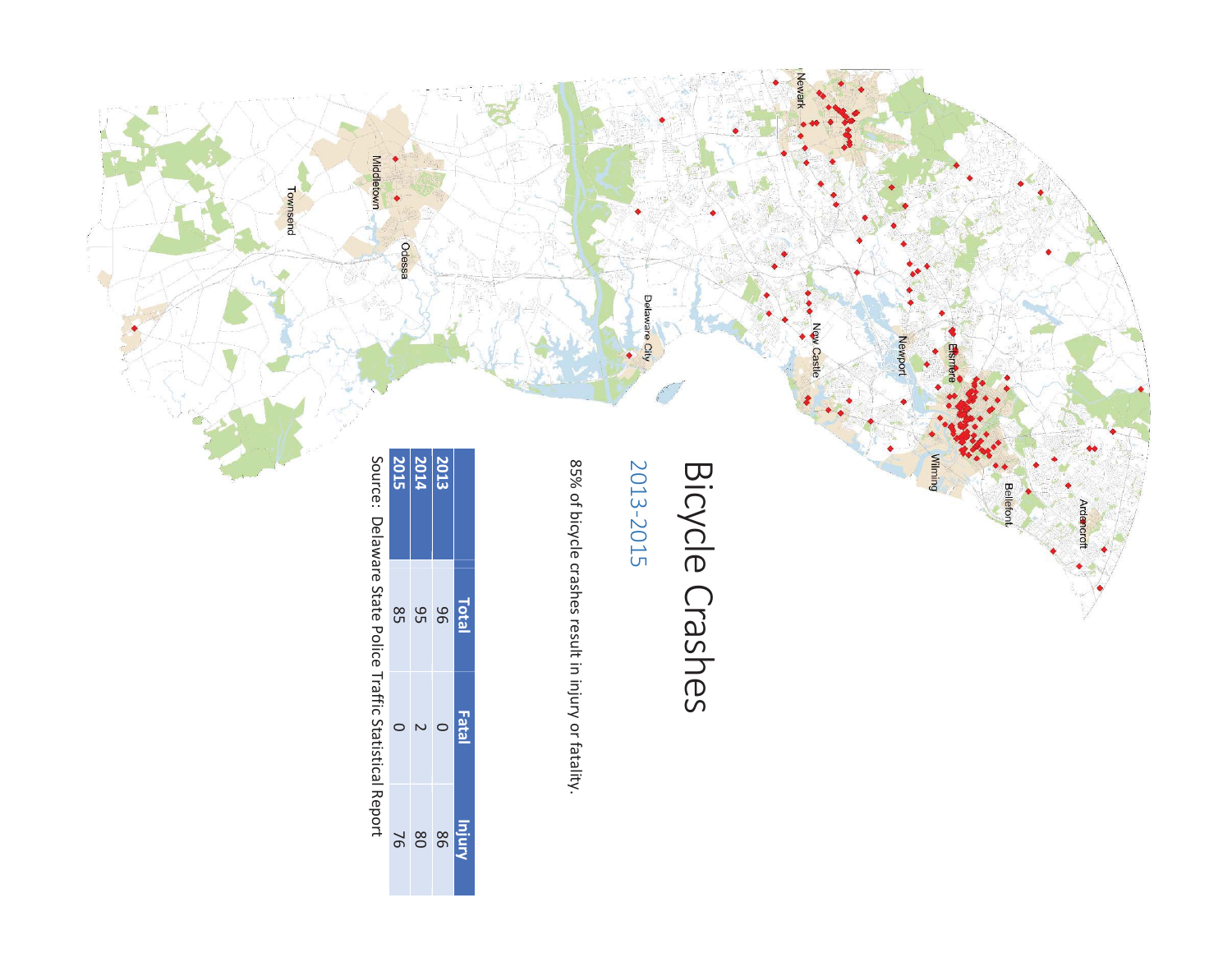# Bicycle Crashes

## 2013-2015

85% of bicycle crashes result in injury or fatality.

| | Total | Fatal | Injury |
|---|---|---|---|
| 2013 | 96 | 0 | 86 |
| 2014 | 95 | 2 | 80 |
| 2015 | 85 | 0 | 76 |

Source: Delaware State Police Traffic Statistical Report

Newark
Middletown
Townsend
Odessa
Delaware City
New Castle
Newport
Elsmere
Wilming
Bellefont
Ardencroft